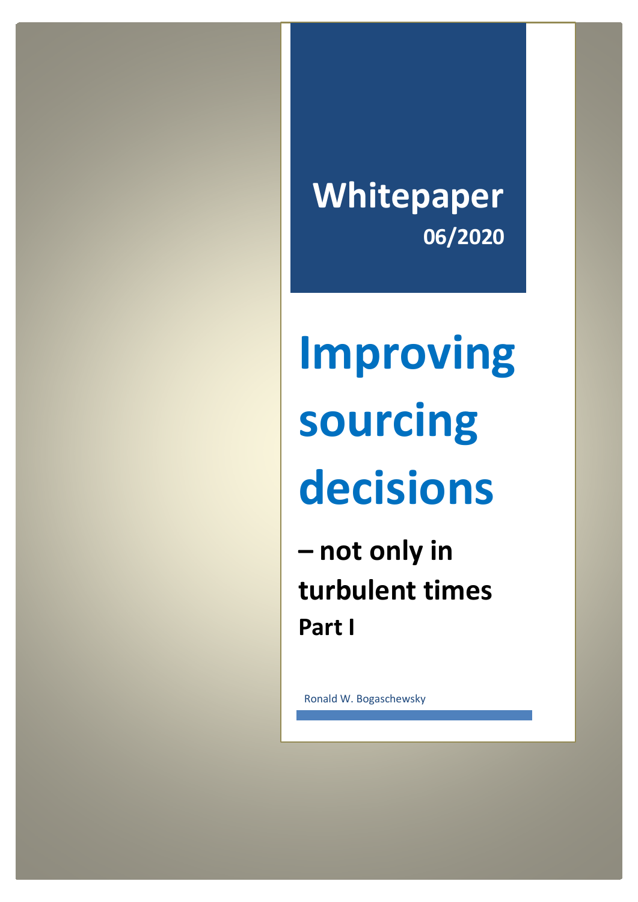**Whitepaper**

**06/2020**

# Improving sourcing decisions

## – not only in turbulent times

### Part I

Ronald W. Bogaschewsky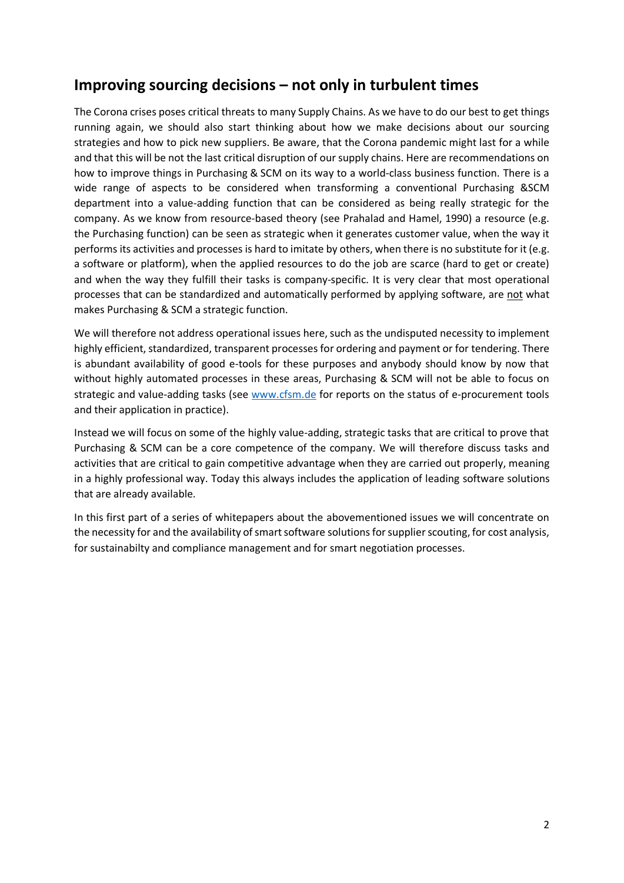## Improving sourcing decisions – not only in turbulent times

The Corona crises poses critical threats to many Supply Chains. As we have to do our best to get things running again, we should also start thinking about how we make decisions about our sourcing strategies and how to pick new suppliers. Be aware, that the Corona pandemic might last for a while and that this will be not the last critical disruption of our supply chains. Here are recommendations on how to improve things in Purchasing & SCM on its way to a world-class business function. There is a wide range of aspects to be considered when transforming a conventional Purchasing &SCM department into a value-adding function that can be considered as being really strategic for the company. As we know from resource-based theory (see Prahalad and Hamel, 1990) a resource (e.g. the Purchasing function) can be seen as strategic when it generates customer value, when the way it performs its activities and processes is hard to imitate by others, when there is no substitute for it (e.g. a software or platform), when the applied resources to do the job are scarce (hard to get or create) and when the way they fulfill their tasks is company-specific. It is very clear that most operational processes that can be standardized and automatically performed by applying software, are <u>not</u> what makes Purchasing & SCM a strategic function.

We will therefore not address operational issues here, such as the undisputed necessity to implement highly efficient, standardized, transparent processes for ordering and payment or for tendering. There is abundant availability of good e-tools for these purposes and anybody should know by now that without highly automated processes in these areas, Purchasing & SCM will not be able to focus on strategic and value-adding tasks (see [www.cfsm.de](http://www.cfsm.de) for reports on the status of e-procurement tools and their application in practice).

Instead we will focus on some of the highly value-adding, strategic tasks that are critical to prove that Purchasing & SCM can be a core competence of the company. We will therefore discuss tasks and activities that are critical to gain competitive advantage when they are carried out properly, meaning in a highly professional way. Today this always includes the application of leading software solutions that are already available.

In this first part of a series of whitepapers about the abovementioned issues we will concentrate on the necessity for and the availability of smart software solutions for supplier scouting, for cost analysis, for sustainabilty and compliance management and for smart negotiation processes.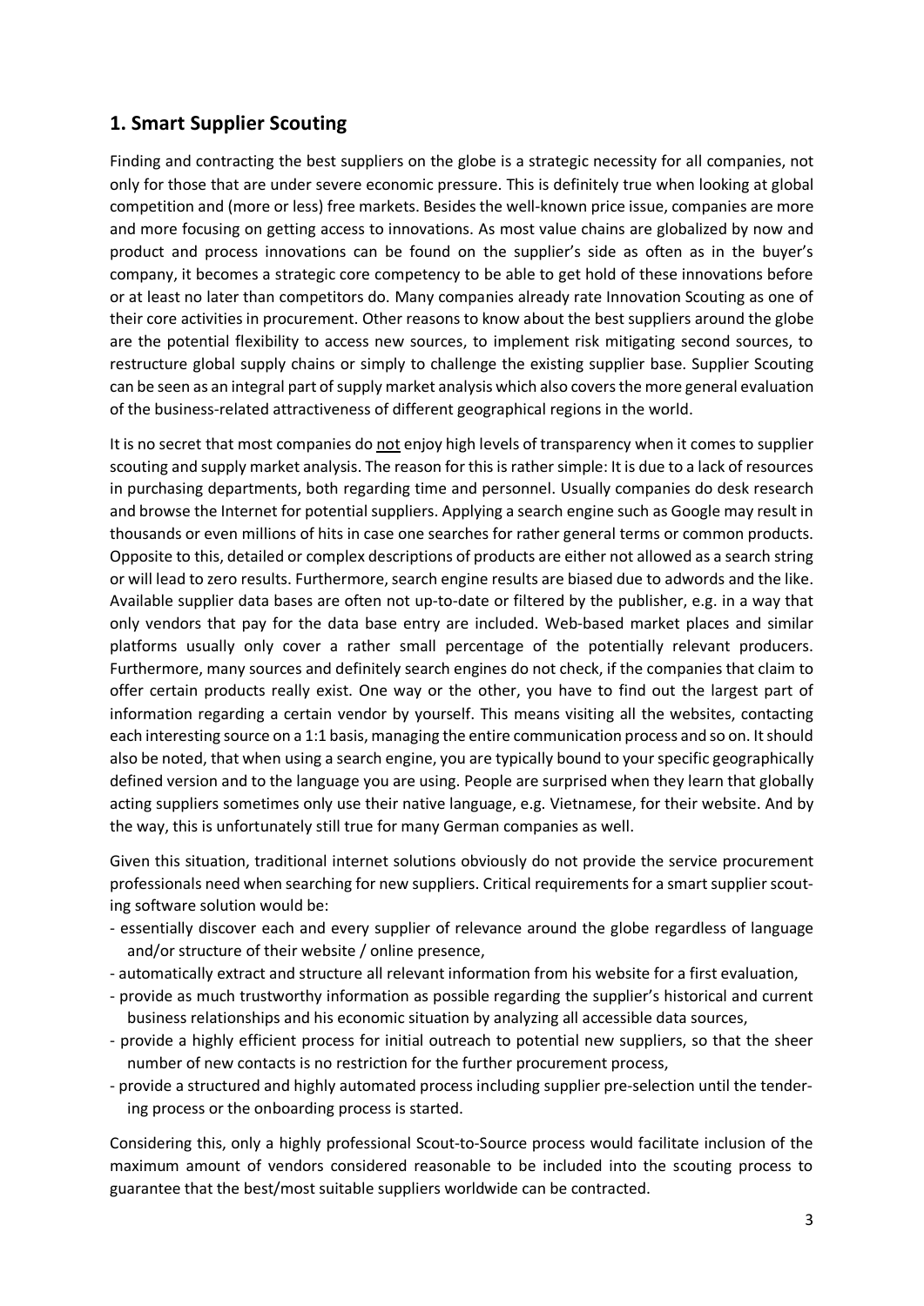## 1. Smart Supplier Scouting

Finding and contracting the best suppliers on the globe is a strategic necessity for all companies, not only for those that are under severe economic pressure. This is definitely true when looking at global competition and (more or less) free markets. Besides the well-known price issue, companies are more and more focusing on getting access to innovations. As most value chains are globalized by now and product and process innovations can be found on the supplier's side as often as in the buyer's company, it becomes a strategic core competency to be able to get hold of these innovations before or at least no later than competitors do. Many companies already rate Innovation Scouting as one of their core activities in procurement. Other reasons to know about the best suppliers around the globe are the potential flexibility to access new sources, to implement risk mitigating second sources, to restructure global supply chains or simply to challenge the existing supplier base. Supplier Scouting can be seen as an integral part of supply market analysis which also covers the more general evaluation of the business-related attractiveness of different geographical regions in the world.

It is no secret that most companies do not enjoy high levels of transparency when it comes to supplier scouting and supply market analysis. The reason for this is rather simple: It is due to a lack of resources in purchasing departments, both regarding time and personnel. Usually companies do desk research and browse the Internet for potential suppliers. Applying a search engine such as Google may result in thousands or even millions of hits in case one searches for rather general terms or common products. Opposite to this, detailed or complex descriptions of products are either not allowed as a search string or will lead to zero results. Furthermore, search engine results are biased due to adwords and the like. Available supplier data bases are often not up-to-date or filtered by the publisher, e.g. in a way that only vendors that pay for the data base entry are included. Web-based market places and similar platforms usually only cover a rather small percentage of the potentially relevant producers. Furthermore, many sources and definitely search engines do not check, if the companies that claim to offer certain products really exist. One way or the other, you have to find out the largest part of information regarding a certain vendor by yourself. This means visiting all the websites, contacting each interesting source on a 1:1 basis, managing the entire communication process and so on. It should also be noted, that when using a search engine, you are typically bound to your specific geographically defined version and to the language you are using. People are surprised when they learn that globally acting suppliers sometimes only use their native language, e.g. Vietnamese, for their website. And by the way, this is unfortunately still true for many German companies as well.

Given this situation, traditional internet solutions obviously do not provide the service procurement professionals need when searching for new suppliers. Critical requirements for a smart supplier scouting software solution would be:

- essentially discover each and every supplier of relevance around the globe regardless of language and/or structure of their website / online presence,
- automatically extract and structure all relevant information from his website for a first evaluation,
- provide as much trustworthy information as possible regarding the supplier's historical and current business relationships and his economic situation by analyzing all accessible data sources,
- provide a highly efficient process for initial outreach to potential new suppliers, so that the sheer number of new contacts is no restriction for the further procurement process,
- provide a structured and highly automated process including supplier pre-selection until the tendering process or the onboarding process is started.

Considering this, only a highly professional Scout-to-Source process would facilitate inclusion of the maximum amount of vendors considered reasonable to be included into the scouting process to guarantee that the best/most suitable suppliers worldwide can be contracted.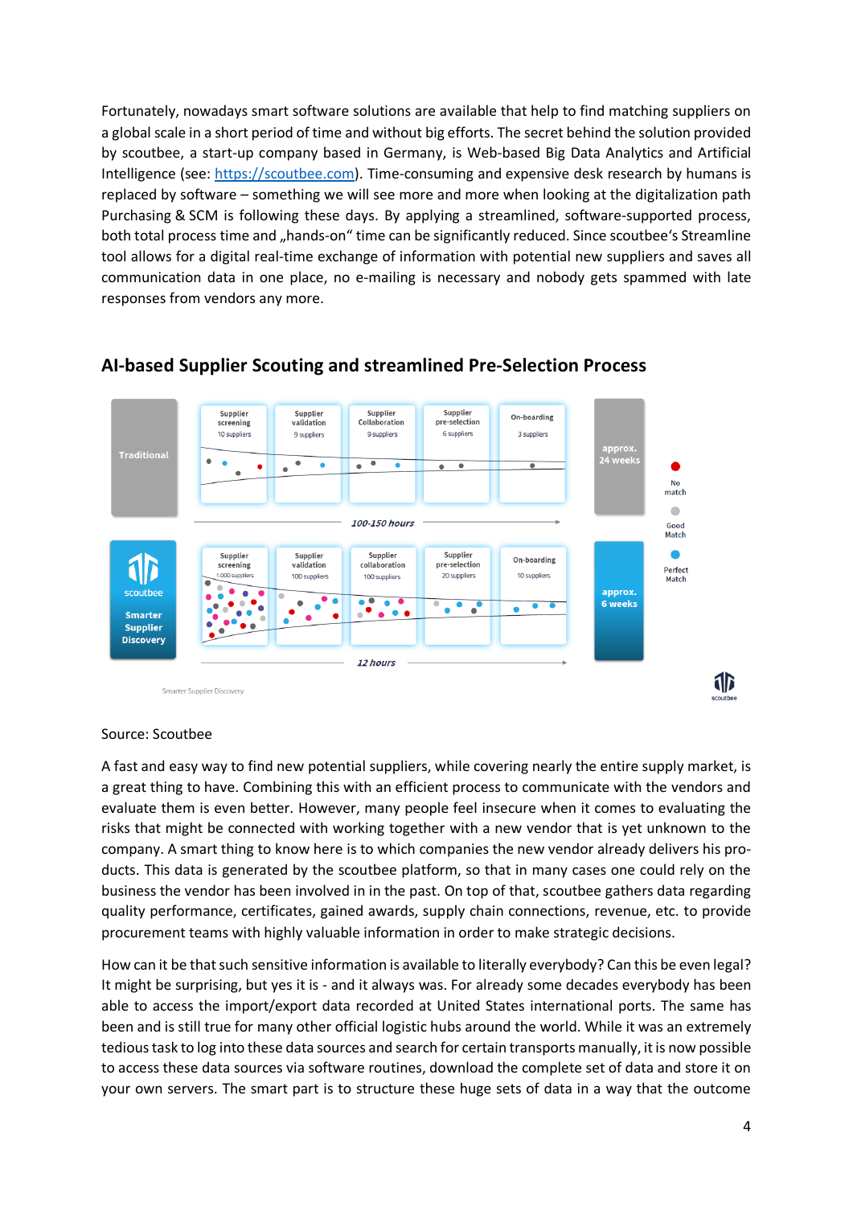Fortunately, nowadays smart software solutions are available that help to find matching suppliers on a global scale in a short period of time and without big efforts. The secret behind the solution provided by scoutbee, a start-up company based in Germany, is Web-based Big Data Analytics and Artificial Intelligence (see: https://scoutbee.com). Time-consuming and expensive desk research by humans is replaced by software – something we will see more and more when looking at the digitalization path Purchasing & SCM is following these days. By applying a streamlined, software-supported process, both total process time and „hands-on" time can be significantly reduced. Since scoutbee's Streamline tool allows for a digital real-time exchange of information with potential new suppliers and saves all communication data in one place, no e-mailing is necessary and nobody gets spammed with late responses from vendors any more.

## AI-based Supplier Scouting and streamlined Pre-Selection Process

| | Supplier screening | Supplier validation | Supplier Collaboration | Supplier pre-selection | On-boarding | |
|---|---|---|---|---|---|---|
| Traditional | 10 suppliers | 9 suppliers | 9 suppliers | 6 suppliers | 3 suppliers | approx. 24 weeks |
| | *100-150 hours* | | | | | |
| scoutbee Smarter Supplier Discovery | 1.000 suppliers | 100 suppliers | 100 suppliers | 20 suppliers | 10 suppliers | approx. 6 weeks |
| | *12 hours* | | | | | |

Legend: No match; Good Match; Perfect Match

Smarter Supplier Discovery

Source: Scoutbee

A fast and easy way to find new potential suppliers, while covering nearly the entire supply market, is a great thing to have. Combining this with an efficient process to communicate with the vendors and evaluate them is even better. However, many people feel insecure when it comes to evaluating the risks that might be connected with working together with a new vendor that is yet unknown to the company. A smart thing to know here is to which companies the new vendor already delivers his products. This data is generated by the scoutbee platform, so that in many cases one could rely on the business the vendor has been involved in in the past. On top of that, scoutbee gathers data regarding quality performance, certificates, gained awards, supply chain connections, revenue, etc. to provide procurement teams with highly valuable information in order to make strategic decisions.

How can it be that such sensitive information is available to literally everybody? Can this be even legal? It might be surprising, but yes it is - and it always was. For already some decades everybody has been able to access the import/export data recorded at United States international ports. The same has been and is still true for many other official logistic hubs around the world. While it was an extremely tedious task to log into these data sources and search for certain transports manually, it is now possible to access these data sources via software routines, download the complete set of data and store it on your own servers. The smart part is to structure these huge sets of data in a way that the outcome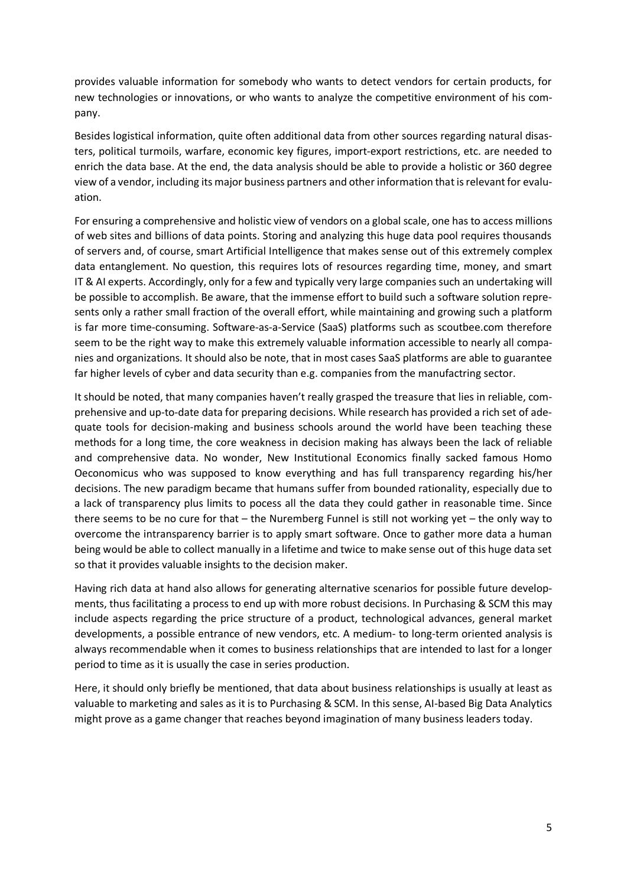provides valuable information for somebody who wants to detect vendors for certain products, for new technologies or innovations, or who wants to analyze the competitive environment of his company.

Besides logistical information, quite often additional data from other sources regarding natural disasters, political turmoils, warfare, economic key figures, import-export restrictions, etc. are needed to enrich the data base. At the end, the data analysis should be able to provide a holistic or 360 degree view of a vendor, including its major business partners and other information that is relevant for evaluation.

For ensuring a comprehensive and holistic view of vendors on a global scale, one has to access millions of web sites and billions of data points. Storing and analyzing this huge data pool requires thousands of servers and, of course, smart Artificial Intelligence that makes sense out of this extremely complex data entanglement. No question, this requires lots of resources regarding time, money, and smart IT & AI experts. Accordingly, only for a few and typically very large companies such an undertaking will be possible to accomplish. Be aware, that the immense effort to build such a software solution represents only a rather small fraction of the overall effort, while maintaining and growing such a platform is far more time-consuming. Software-as-a-Service (SaaS) platforms such as scoutbee.com therefore seem to be the right way to make this extremely valuable information accessible to nearly all companies and organizations. It should also be note, that in most cases SaaS platforms are able to guarantee far higher levels of cyber and data security than e.g. companies from the manufactring sector.

It should be noted, that many companies haven't really grasped the treasure that lies in reliable, comprehensive and up-to-date data for preparing decisions. While research has provided a rich set of adequate tools for decision-making and business schools around the world have been teaching these methods for a long time, the core weakness in decision making has always been the lack of reliable and comprehensive data. No wonder, New Institutional Economics finally sacked famous Homo Oeconomicus who was supposed to know everything and has full transparency regarding his/her decisions. The new paradigm became that humans suffer from bounded rationality, especially due to a lack of transparency plus limits to pocess all the data they could gather in reasonable time. Since there seems to be no cure for that – the Nuremberg Funnel is still not working yet – the only way to overcome the intransparency barrier is to apply smart software. Once to gather more data a human being would be able to collect manually in a lifetime and twice to make sense out of this huge data set so that it provides valuable insights to the decision maker.

Having rich data at hand also allows for generating alternative scenarios for possible future developments, thus facilitating a process to end up with more robust decisions. In Purchasing & SCM this may include aspects regarding the price structure of a product, technological advances, general market developments, a possible entrance of new vendors, etc. A medium- to long-term oriented analysis is always recommendable when it comes to business relationships that are intended to last for a longer period to time as it is usually the case in series production.

Here, it should only briefly be mentioned, that data about business relationships is usually at least as valuable to marketing and sales as it is to Purchasing & SCM. In this sense, AI-based Big Data Analytics might prove as a game changer that reaches beyond imagination of many business leaders today.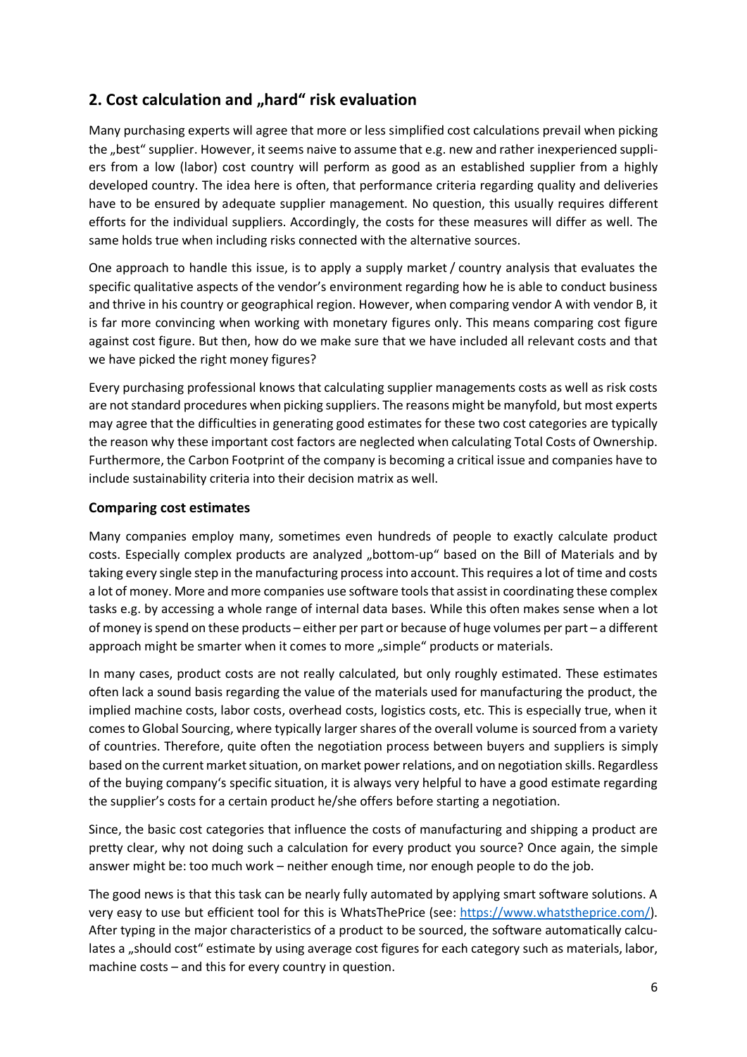## 2. Cost calculation and „hard“ risk evaluation

Many purchasing experts will agree that more or less simplified cost calculations prevail when picking the „best“ supplier. However, it seems naive to assume that e.g. new and rather inexperienced suppliers from a low (labor) cost country will perform as good as an established supplier from a highly developed country. The idea here is often, that performance criteria regarding quality and deliveries have to be ensured by adequate supplier management. No question, this usually requires different efforts for the individual suppliers. Accordingly, the costs for these measures will differ as well. The same holds true when including risks connected with the alternative sources.

One approach to handle this issue, is to apply a supply market / country analysis that evaluates the specific qualitative aspects of the vendor’s environment regarding how he is able to conduct business and thrive in his country or geographical region. However, when comparing vendor A with vendor B, it is far more convincing when working with monetary figures only. This means comparing cost figure against cost figure. But then, how do we make sure that we have included all relevant costs and that we have picked the right money figures?

Every purchasing professional knows that calculating supplier managements costs as well as risk costs are not standard procedures when picking suppliers. The reasons might be manyfold, but most experts may agree that the difficulties in generating good estimates for these two cost categories are typically the reason why these important cost factors are neglected when calculating Total Costs of Ownership. Furthermore, the Carbon Footprint of the company is becoming a critical issue and companies have to include sustainability criteria into their decision matrix as well.

### Comparing cost estimates

Many companies employ many, sometimes even hundreds of people to exactly calculate product costs. Especially complex products are analyzed „bottom-up“ based on the Bill of Materials and by taking every single step in the manufacturing process into account. This requires a lot of time and costs a lot of money. More and more companies use software tools that assist in coordinating these complex tasks e.g. by accessing a whole range of internal data bases. While this often makes sense when a lot of money is spend on these products – either per part or because of huge volumes per part – a different approach might be smarter when it comes to more „simple“ products or materials.

In many cases, product costs are not really calculated, but only roughly estimated. These estimates often lack a sound basis regarding the value of the materials used for manufacturing the product, the implied machine costs, labor costs, overhead costs, logistics costs, etc. This is especially true, when it comes to Global Sourcing, where typically larger shares of the overall volume is sourced from a variety of countries. Therefore, quite often the negotiation process between buyers and suppliers is simply based on the current market situation, on market power relations, and on negotiation skills. Regardless of the buying company‘s specific situation, it is always very helpful to have a good estimate regarding the supplier’s costs for a certain product he/she offers before starting a negotiation.

Since, the basic cost categories that influence the costs of manufacturing and shipping a product are pretty clear, why not doing such a calculation for every product you source? Once again, the simple answer might be: too much work – neither enough time, nor enough people to do the job.

The good news is that this task can be nearly fully automated by applying smart software solutions. A very easy to use but efficient tool for this is WhatsThePrice (see: https://www.whatstheprice.com/). After typing in the major characteristics of a product to be sourced, the software automatically calculates a „should cost“ estimate by using average cost figures for each category such as materials, labor, machine costs – and this for every country in question.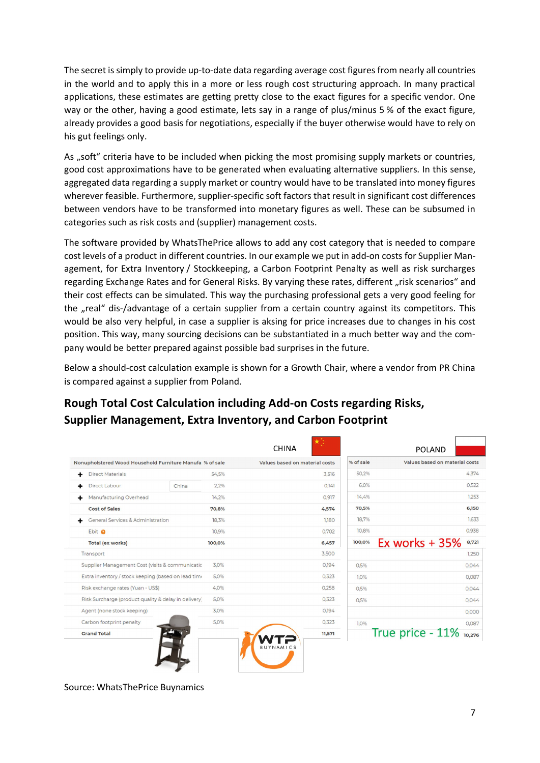The secret is simply to provide up-to-date data regarding average cost figures from nearly all countries in the world and to apply this in a more or less rough cost structuring approach. In many practical applications, these estimates are getting pretty close to the exact figures for a specific vendor. One way or the other, having a good estimate, lets say in a range of plus/minus 5 % of the exact figure, already provides a good basis for negotiations, especially if the buyer otherwise would have to rely on his gut feelings only.

As „soft" criteria have to be included when picking the most promising supply markets or countries, good cost approximations have to be generated when evaluating alternative suppliers. In this sense, aggregated data regarding a supply market or country would have to be translated into money figures wherever feasible. Furthermore, supplier-specific soft factors that result in significant cost differences between vendors have to be transformed into monetary figures as well. These can be subsumed in categories such as risk costs and (supplier) management costs.

The software provided by WhatsThePrice allows to add any cost category that is needed to compare cost levels of a product in different countries. In our example we put in add-on costs for Supplier Management, for Extra Inventory / Stockkeeping, a Carbon Footprint Penalty as well as risk surcharges regarding Exchange Rates and for General Risks. By varying these rates, different „risk scenarios" and their cost effects can be simulated. This way the purchasing professional gets a very good feeling for the „real" dis-/advantage of a certain supplier from a certain country against its competitors. This would be also very helpful, in case a supplier is aksing for price increases due to changes in his cost position. This way, many sourcing decisions can be substantiated in a much better way and the company would be better prepared against possible bad surprises in the future.

Below a should-cost calculation example is shown for a Growth Chair, where a vendor from PR China is compared against a supplier from Poland.

## Rough Total Cost Calculation including Add-on Costs regarding Risks, Supplier Management, Extra Inventory, and Carbon Footprint

| | | CHINA | | POLAND | |
|---|---|---|---|---|---|
| Nonupholstered Wood Household Furniture Manufa | | % of sale | Values based on material costs | % of sale | Values based on material costs |
| + Direct Materials | | 54,5% | 3,516 | 50,2% | 4,374 |
| + Direct Labour | China | 2,2% | 0,141 | 6,0% | 0,522 |
| + Manufacturing Overhead | | 14,2% | 0,917 | 14,4% | 1,253 |
| Cost of Sales | | 70,8% | 4,574 | 70,5% | 6,150 |
| + General Services & Administration | | 18,3% | 1,180 | 18,7% | 1,633 |
| Ebit | | 10,9% | 0,702 | 10,8% | 0,938 |
| Total (ex works) | | 100,0% | 6,457 | 100,0% Ex works + 35% | 8,721 |
| Transport | | | 3,500 | | 1,250 |
| Supplier Management Cost (visits & communicatic | | 3,0% | 0,194 | 0,5% | 0,044 |
| Extra inventory / stock keeping (based on lead tim | | 5,0% | 0,323 | 1,0% | 0,087 |
| Risk exchange rates (Yuan - US$) | | 4,0% | 0,258 | 0,5% | 0,044 |
| Risk Surcharge (product quality & delay in delivery | | 5,0% | 0,323 | 0,5% | 0,044 |
| Agent (none stock keeping) | | 3,0% | 0,194 | | 0,000 |
| Carbon footprint penalty | | 5,0% | 0,323 | 1,0% | 0,087 |
| Grand Total | | | 11,571 | True price - 11% | 10,276 |

Source: WhatsThePrice Buynamics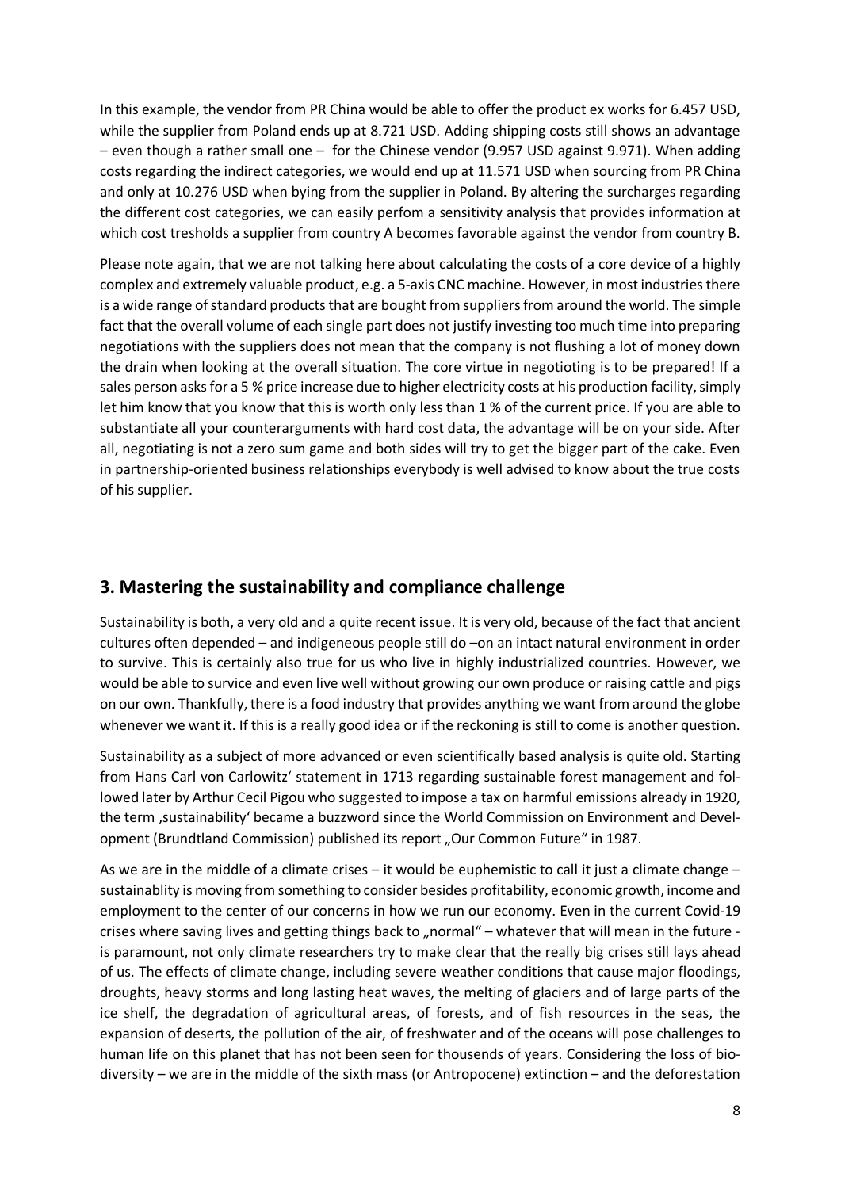In this example, the vendor from PR China would be able to offer the product ex works for 6.457 USD, while the supplier from Poland ends up at 8.721 USD. Adding shipping costs still shows an advantage – even though a rather small one – for the Chinese vendor (9.957 USD against 9.971). When adding costs regarding the indirect categories, we would end up at 11.571 USD when sourcing from PR China and only at 10.276 USD when bying from the supplier in Poland. By altering the surcharges regarding the different cost categories, we can easily perfom a sensitivity analysis that provides information at which cost tresholds a supplier from country A becomes favorable against the vendor from country B.

Please note again, that we are not talking here about calculating the costs of a core device of a highly complex and extremely valuable product, e.g. a 5-axis CNC machine. However, in most industries there is a wide range of standard products that are bought from suppliers from around the world. The simple fact that the overall volume of each single part does not justify investing too much time into preparing negotiations with the suppliers does not mean that the company is not flushing a lot of money down the drain when looking at the overall situation. The core virtue in negotioting is to be prepared! If a sales person asks for a 5 % price increase due to higher electricity costs at his production facility, simply let him know that you know that this is worth only less than 1 % of the current price. If you are able to substantiate all your counterarguments with hard cost data, the advantage will be on your side. After all, negotiating is not a zero sum game and both sides will try to get the bigger part of the cake. Even in partnership-oriented business relationships everybody is well advised to know about the true costs of his supplier.

## 3. Mastering the sustainability and compliance challenge

Sustainability is both, a very old and a quite recent issue. It is very old, because of the fact that ancient cultures often depended – and indigeneous people still do –on an intact natural environment in order to survive. This is certainly also true for us who live in highly industrialized countries. However, we would be able to survice and even live well without growing our own produce or raising cattle and pigs on our own. Thankfully, there is a food industry that provides anything we want from around the globe whenever we want it. If this is a really good idea or if the reckoning is still to come is another question.

Sustainability as a subject of more advanced or even scientifically based analysis is quite old. Starting from Hans Carl von Carlowitz' statement in 1713 regarding sustainable forest management and followed later by Arthur Cecil Pigou who suggested to impose a tax on harmful emissions already in 1920, the term ‚sustainability' became a buzzword since the World Commission on Environment and Development (Brundtland Commission) published its report „Our Common Future" in 1987.

As we are in the middle of a climate crises – it would be euphemistic to call it just a climate change – sustainablity is moving from something to consider besides profitability, economic growth, income and employment to the center of our concerns in how we run our economy. Even in the current Covid-19 crises where saving lives and getting things back to „normal" – whatever that will mean in the future - is paramount, not only climate researchers try to make clear that the really big crises still lays ahead of us. The effects of climate change, including severe weather conditions that cause major floodings, droughts, heavy storms and long lasting heat waves, the melting of glaciers and of large parts of the ice shelf, the degradation of agricultural areas, of forests, and of fish resources in the seas, the expansion of deserts, the pollution of the air, of freshwater and of the oceans will pose challenges to human life on this planet that has not been seen for thousends of years. Considering the loss of biodiversity – we are in the middle of the sixth mass (or Antropocene) extinction – and the deforestation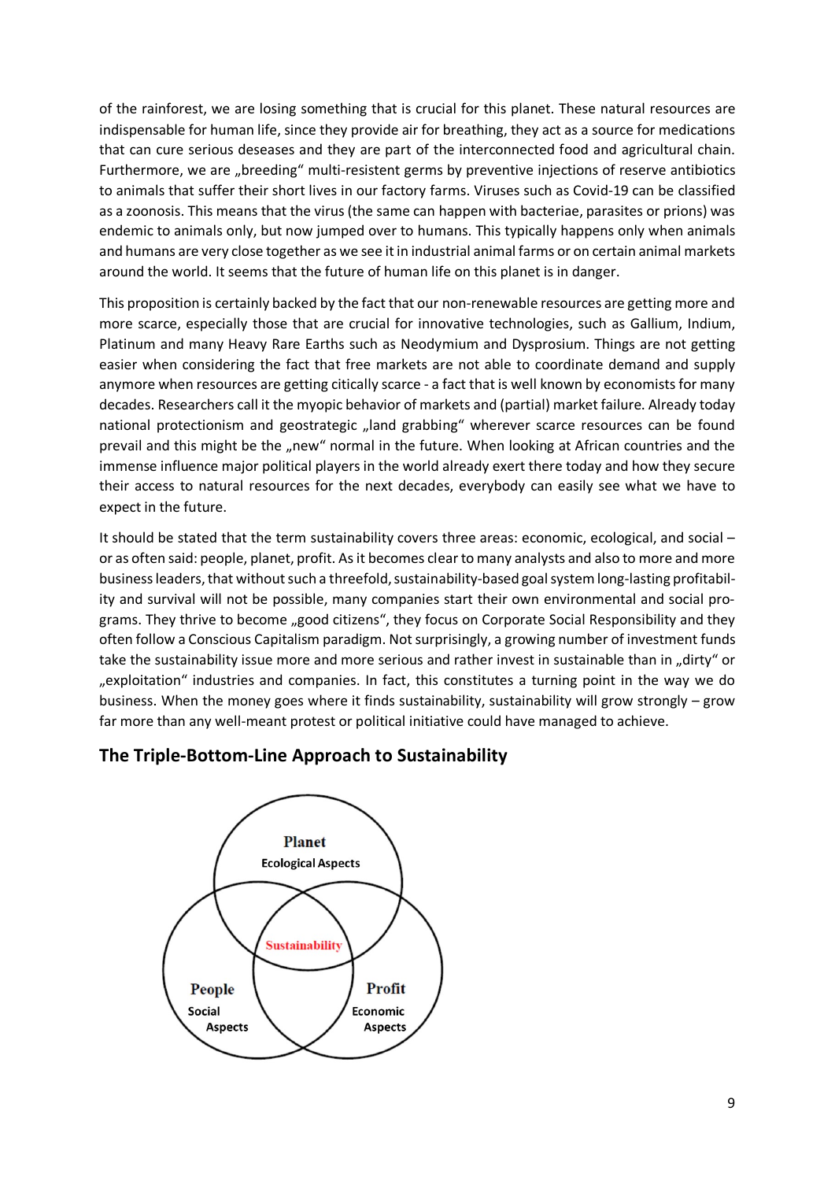of the rainforest, we are losing something that is crucial for this planet. These natural resources are indispensable for human life, since they provide air for breathing, they act as a source for medications that can cure serious deseases and they are part of the interconnected food and agricultural chain. Furthermore, we are „breeding" multi-resistent germs by preventive injections of reserve antibiotics to animals that suffer their short lives in our factory farms. Viruses such as Covid-19 can be classified as a zoonosis. This means that the virus (the same can happen with bacteriae, parasites or prions) was endemic to animals only, but now jumped over to humans. This typically happens only when animals and humans are very close together as we see it in industrial animal farms or on certain animal markets around the world. It seems that the future of human life on this planet is in danger.

This proposition is certainly backed by the fact that our non-renewable resources are getting more and more scarce, especially those that are crucial for innovative technologies, such as Gallium, Indium, Platinum and many Heavy Rare Earths such as Neodymium and Dysprosium. Things are not getting easier when considering the fact that free markets are not able to coordinate demand and supply anymore when resources are getting citically scarce - a fact that is well known by economists for many decades. Researchers call it the myopic behavior of markets and (partial) market failure. Already today national protectionism and geostrategic „land grabbing" wherever scarce resources can be found prevail and this might be the „new" normal in the future. When looking at African countries and the immense influence major political players in the world already exert there today and how they secure their access to natural resources for the next decades, everybody can easily see what we have to expect in the future.

It should be stated that the term sustainability covers three areas: economic, ecological, and social – or as often said: people, planet, profit. As it becomes clear to many analysts and also to more and more business leaders, that without such a threefold, sustainability-based goal system long-lasting profitability and survival will not be possible, many companies start their own environmental and social programs. They thrive to become „good citizens", they focus on Corporate Social Responsibility and they often follow a Conscious Capitalism paradigm. Not surprisingly, a growing number of investment funds take the sustainability issue more and more serious and rather invest in sustainable than in „dirty" or „exploitation" industries and companies. In fact, this constitutes a turning point in the way we do business. When the money goes where it finds sustainability, sustainability will grow strongly – grow far more than any well-meant protest or political initiative could have managed to achieve.

## The Triple-Bottom-Line Approach to Sustainability

Planet
Ecological Aspects

Sustainability

People
Social Aspects

Profit
Economic Aspects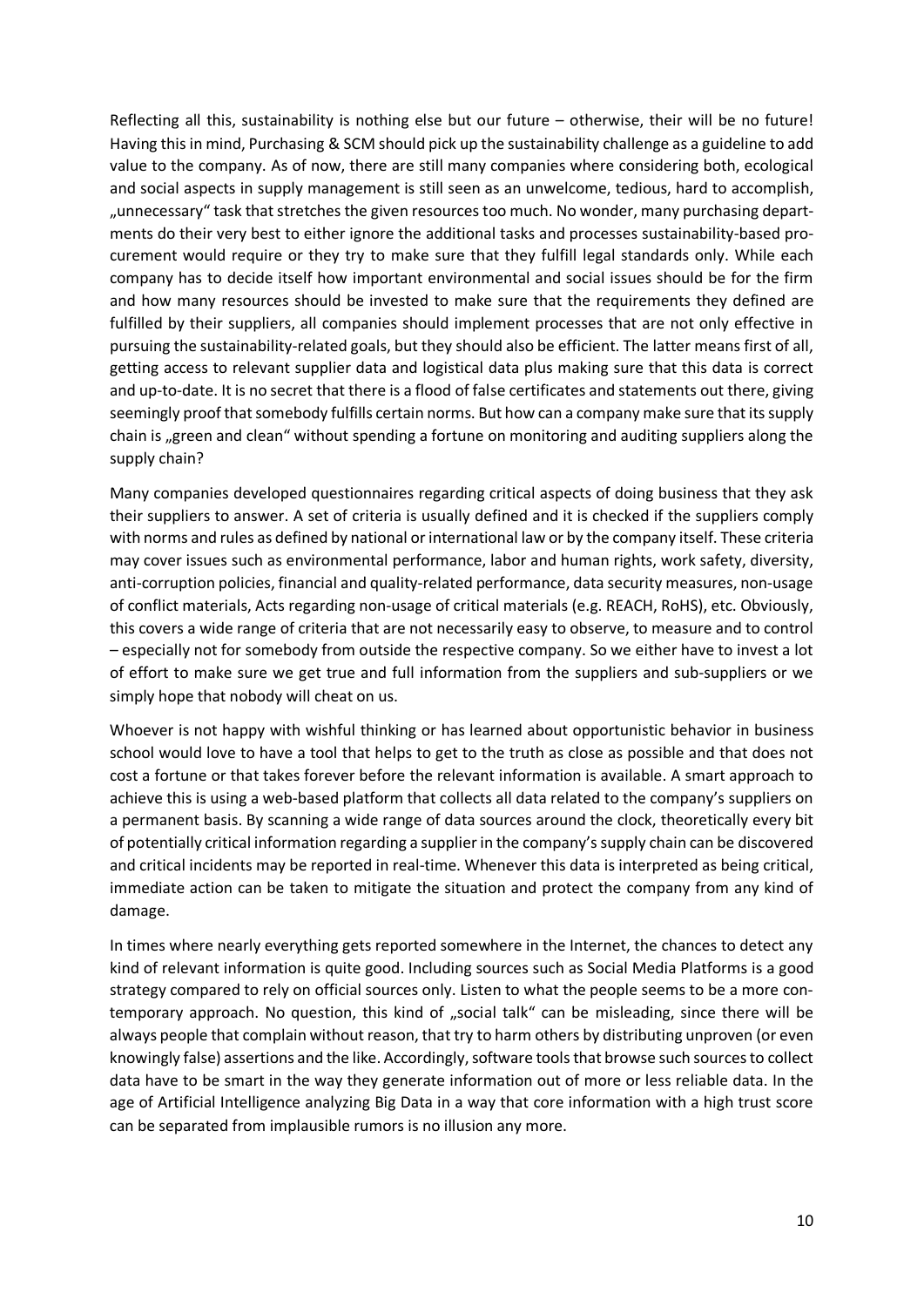Reflecting all this, sustainability is nothing else but our future – otherwise, their will be no future! Having this in mind, Purchasing & SCM should pick up the sustainability challenge as a guideline to add value to the company. As of now, there are still many companies where considering both, ecological and social aspects in supply management is still seen as an unwelcome, tedious, hard to accomplish, „unnecessary" task that stretches the given resources too much. No wonder, many purchasing departments do their very best to either ignore the additional tasks and processes sustainability-based procurement would require or they try to make sure that they fulfill legal standards only. While each company has to decide itself how important environmental and social issues should be for the firm and how many resources should be invested to make sure that the requirements they defined are fulfilled by their suppliers, all companies should implement processes that are not only effective in pursuing the sustainability-related goals, but they should also be efficient. The latter means first of all, getting access to relevant supplier data and logistical data plus making sure that this data is correct and up-to-date. It is no secret that there is a flood of false certificates and statements out there, giving seemingly proof that somebody fulfills certain norms. But how can a company make sure that its supply chain is „green and clean" without spending a fortune on monitoring and auditing suppliers along the supply chain?

Many companies developed questionnaires regarding critical aspects of doing business that they ask their suppliers to answer. A set of criteria is usually defined and it is checked if the suppliers comply with norms and rules as defined by national or international law or by the company itself. These criteria may cover issues such as environmental performance, labor and human rights, work safety, diversity, anti-corruption policies, financial and quality-related performance, data security measures, non-usage of conflict materials, Acts regarding non-usage of critical materials (e.g. REACH, RoHS), etc. Obviously, this covers a wide range of criteria that are not necessarily easy to observe, to measure and to control – especially not for somebody from outside the respective company. So we either have to invest a lot of effort to make sure we get true and full information from the suppliers and sub-suppliers or we simply hope that nobody will cheat on us.

Whoever is not happy with wishful thinking or has learned about opportunistic behavior in business school would love to have a tool that helps to get to the truth as close as possible and that does not cost a fortune or that takes forever before the relevant information is available. A smart approach to achieve this is using a web-based platform that collects all data related to the company's suppliers on a permanent basis. By scanning a wide range of data sources around the clock, theoretically every bit of potentially critical information regarding a supplier in the company's supply chain can be discovered and critical incidents may be reported in real-time. Whenever this data is interpreted as being critical, immediate action can be taken to mitigate the situation and protect the company from any kind of damage.

In times where nearly everything gets reported somewhere in the Internet, the chances to detect any kind of relevant information is quite good. Including sources such as Social Media Platforms is a good strategy compared to rely on official sources only. Listen to what the people seems to be a more contemporary approach. No question, this kind of „social talk" can be misleading, since there will be always people that complain without reason, that try to harm others by distributing unproven (or even knowingly false) assertions and the like. Accordingly, software tools that browse such sources to collect data have to be smart in the way they generate information out of more or less reliable data. In the age of Artificial Intelligence analyzing Big Data in a way that core information with a high trust score can be separated from implausible rumors is no illusion any more.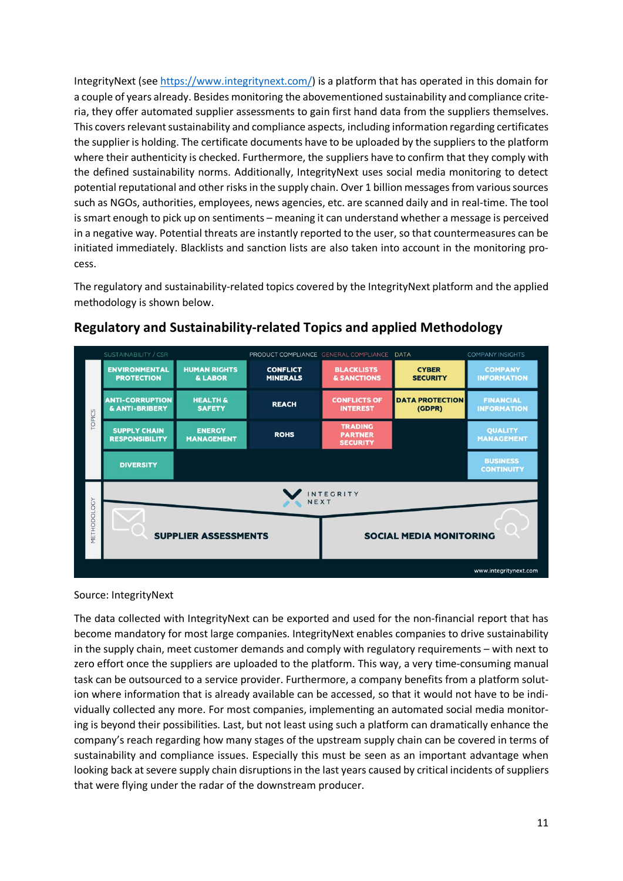IntegrityNext (see https://www.integritynext.com/) is a platform that has operated in this domain for a couple of years already. Besides monitoring the abovementioned sustainability and compliance criteria, they offer automated supplier assessments to gain first hand data from the suppliers themselves. This covers relevant sustainability and compliance aspects, including information regarding certificates the supplier is holding. The certificate documents have to be uploaded by the suppliers to the platform where their authenticity is checked. Furthermore, the suppliers have to confirm that they comply with the defined sustainability norms. Additionally, IntegrityNext uses social media monitoring to detect potential reputational and other risks in the supply chain. Over 1 billion messages from various sources such as NGOs, authorities, employees, news agencies, etc. are scanned daily and in real-time. The tool is smart enough to pick up on sentiments – meaning it can understand whether a message is perceived in a negative way. Potential threats are instantly reported to the user, so that countermeasures can be initiated immediately. Blacklists and sanction lists are also taken into account in the monitoring process.

The regulatory and sustainability-related topics covered by the IntegrityNext platform and the applied methodology is shown below.

## Regulatory and Sustainability-related Topics and applied Methodology

| | SUSTAINABILITY / CSR | | PRODUCT COMPLIANCE | GENERAL COMPLIANCE | DATA | COMPANY INSIGHTS |
|---|---|---|---|---|---|---|
| TOPICS | ENVIRONMENTAL PROTECTION | HUMAN RIGHTS & LABOR | CONFLICT MINERALS | BLACKLISTS & SANCTIONS | CYBER SECURITY | COMPANY INFORMATION |
| | ANTI-CORRUPTION & ANTI-BRIBERY | HEALTH & SAFETY | REACH | CONFLICTS OF INTEREST | DATA PROTECTION (GDPR) | FINANCIAL INFORMATION |
| | SUPPLY CHAIN RESPONSIBILITY | ENERGY MANAGEMENT | ROHS | TRADING PARTNER SECURITY | | QUALITY MANAGEMENT |
| | DIVERSITY | | | | | BUSINESS CONTINUITY |
| METHODOLOGY | SUPPLIER ASSESSMENTS | | | SOCIAL MEDIA MONITORING | | |

INTEGRITY NEXT

www.integritynext.com

Source: IntegrityNext

The data collected with IntegrityNext can be exported and used for the non-financial report that has become mandatory for most large companies. IntegrityNext enables companies to drive sustainability in the supply chain, meet customer demands and comply with regulatory requirements – with next to zero effort once the suppliers are uploaded to the platform. This way, a very time-consuming manual task can be outsourced to a service provider. Furthermore, a company benefits from a platform solution where information that is already available can be accessed, so that it would not have to be individually collected any more. For most companies, implementing an automated social media monitoring is beyond their possibilities. Last, but not least using such a platform can dramatically enhance the company's reach regarding how many stages of the upstream supply chain can be covered in terms of sustainability and compliance issues. Especially this must be seen as an important advantage when looking back at severe supply chain disruptions in the last years caused by critical incidents of suppliers that were flying under the radar of the downstream producer.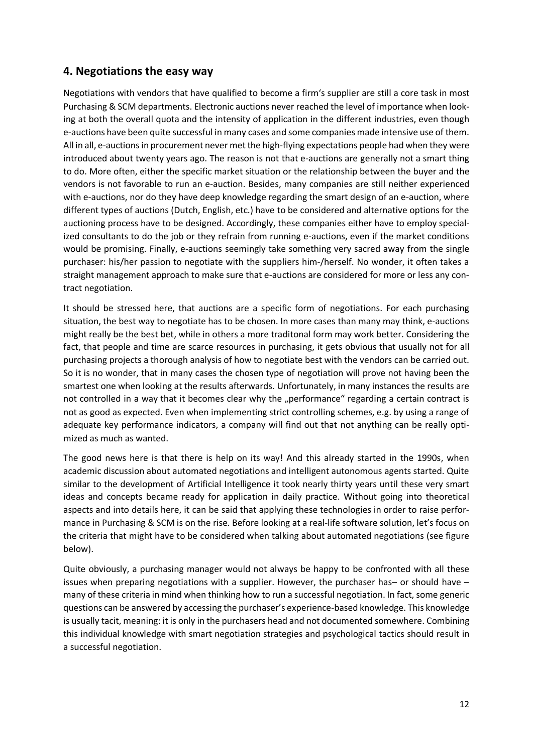## 4. Negotiations the easy way

Negotiations with vendors that have qualified to become a firm's supplier are still a core task in most Purchasing & SCM departments. Electronic auctions never reached the level of importance when looking at both the overall quota and the intensity of application in the different industries, even though e-auctions have been quite successful in many cases and some companies made intensive use of them. All in all, e-auctions in procurement never met the high-flying expectations people had when they were introduced about twenty years ago. The reason is not that e-auctions are generally not a smart thing to do. More often, either the specific market situation or the relationship between the buyer and the vendors is not favorable to run an e-auction. Besides, many companies are still neither experienced with e-auctions, nor do they have deep knowledge regarding the smart design of an e-auction, where different types of auctions (Dutch, English, etc.) have to be considered and alternative options for the auctioning process have to be designed. Accordingly, these companies either have to employ specialized consultants to do the job or they refrain from running e-auctions, even if the market conditions would be promising. Finally, e-auctions seemingly take something very sacred away from the single purchaser: his/her passion to negotiate with the suppliers him-/herself. No wonder, it often takes a straight management approach to make sure that e-auctions are considered for more or less any contract negotiation.

It should be stressed here, that auctions are a specific form of negotiations. For each purchasing situation, the best way to negotiate has to be chosen. In more cases than many may think, e-auctions might really be the best bet, while in others a more traditonal form may work better. Considering the fact, that people and time are scarce resources in purchasing, it gets obvious that usually not for all purchasing projects a thorough analysis of how to negotiate best with the vendors can be carried out. So it is no wonder, that in many cases the chosen type of negotiation will prove not having been the smartest one when looking at the results afterwards. Unfortunately, in many instances the results are not controlled in a way that it becomes clear why the „performance" regarding a certain contract is not as good as expected. Even when implementing strict controlling schemes, e.g. by using a range of adequate key performance indicators, a company will find out that not anything can be really optimized as much as wanted.

The good news here is that there is help on its way! And this already started in the 1990s, when academic discussion about automated negotiations and intelligent autonomous agents started. Quite similar to the development of Artificial Intelligence it took nearly thirty years until these very smart ideas and concepts became ready for application in daily practice. Without going into theoretical aspects and into details here, it can be said that applying these technologies in order to raise performance in Purchasing & SCM is on the rise. Before looking at a real-life software solution, let's focus on the criteria that might have to be considered when talking about automated negotiations (see figure below).

Quite obviously, a purchasing manager would not always be happy to be confronted with all these issues when preparing negotiations with a supplier. However, the purchaser has– or should have – many of these criteria in mind when thinking how to run a successful negotiation. In fact, some generic questions can be answered by accessing the purchaser's experience-based knowledge. This knowledge is usually tacit, meaning: it is only in the purchasers head and not documented somewhere. Combining this individual knowledge with smart negotiation strategies and psychological tactics should result in a successful negotiation.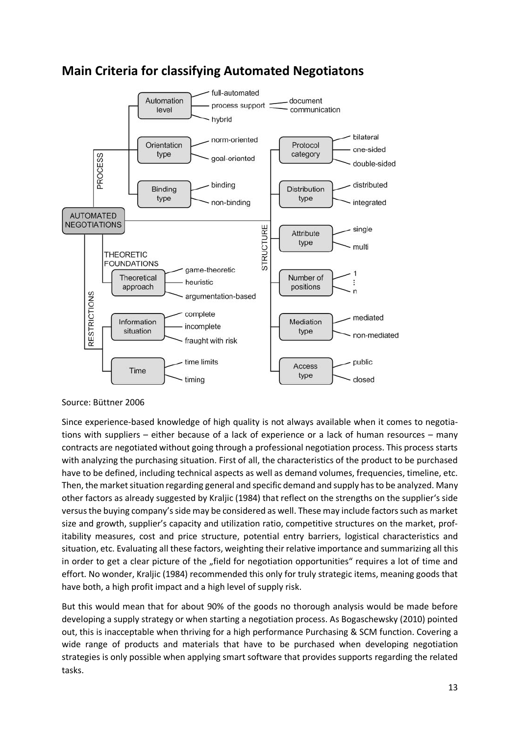## Main Criteria for classifying Automated Negotiatons

- AUTOMATED NEGOTIATIONS
  - PROCESS
    - Automation level: full-automated; process support (document, communication); hybrid
    - Orientation type: norm-oriented; goal-oriented
    - Binding type: binding; non-binding
  - STRUCTURE
    - Protocol category: bilateral; one-sided; double-sided
    - Distribution type: distributed; integrated
    - Attribute type: single; multi
    - Number of positions: 1 … n
    - Mediation type: mediated; non-mediated
    - Access type: public; closed
  - THEORETIC FOUNDATIONS
    - Theoretical approach: game-theoretic; heuristic; argumentation-based
  - RESTRICTIONS
    - Information situation: complete; incomplete; fraught with risk
    - Time: time limits; timing

Source: Büttner 2006

Since experience-based knowledge of high quality is not always available when it comes to negotiations with suppliers – either because of a lack of experience or a lack of human resources – many contracts are negotiated without going through a professional negotiation process. This process starts with analyzing the purchasing situation. First of all, the characteristics of the product to be purchased have to be defined, including technical aspects as well as demand volumes, frequencies, timeline, etc. Then, the market situation regarding general and specific demand and supply has to be analyzed. Many other factors as already suggested by Kraljic (1984) that reflect on the strengths on the supplier's side versus the buying company's side may be considered as well. These may include factors such as market size and growth, supplier's capacity and utilization ratio, competitive structures on the market, profitability measures, cost and price structure, potential entry barriers, logistical characteristics and situation, etc. Evaluating all these factors, weighting their relative importance and summarizing all this in order to get a clear picture of the „field for negotiation opportunities" requires a lot of time and effort. No wonder, Kraljic (1984) recommended this only for truly strategic items, meaning goods that have both, a high profit impact and a high level of supply risk.

But this would mean that for about 90% of the goods no thorough analysis would be made before developing a supply strategy or when starting a negotiation process. As Bogaschewsky (2010) pointed out, this is inacceptable when thriving for a high performance Purchasing & SCM function. Covering a wide range of products and materials that have to be purchased when developing negotiation strategies is only possible when applying smart software that provides supports regarding the related tasks.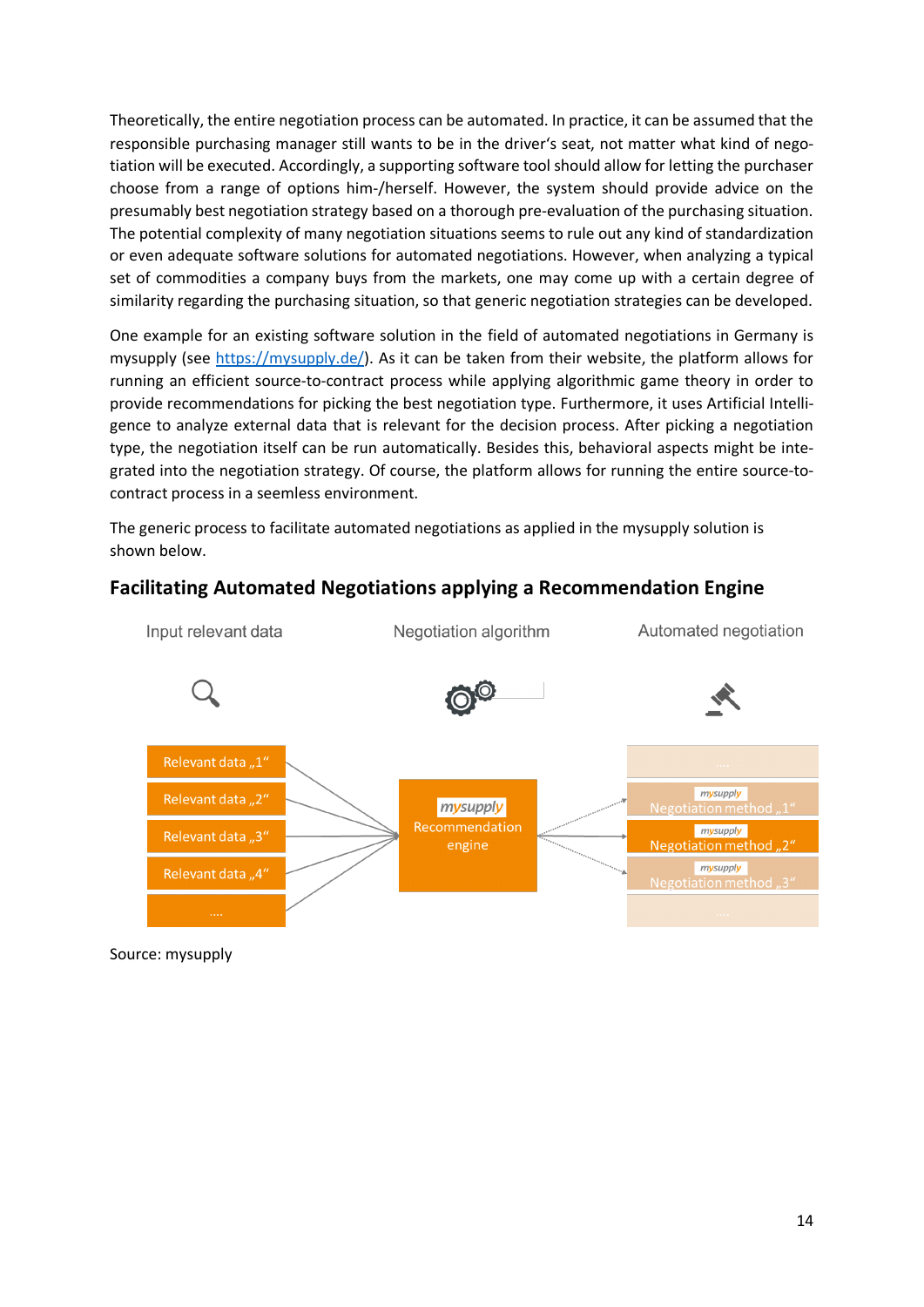Theoretically, the entire negotiation process can be automated. In practice, it can be assumed that the responsible purchasing manager still wants to be in the driver's seat, not matter what kind of negotiation will be executed. Accordingly, a supporting software tool should allow for letting the purchaser choose from a range of options him-/herself. However, the system should provide advice on the presumably best negotiation strategy based on a thorough pre-evaluation of the purchasing situation. The potential complexity of many negotiation situations seems to rule out any kind of standardization or even adequate software solutions for automated negotiations. However, when analyzing a typical set of commodities a company buys from the markets, one may come up with a certain degree of similarity regarding the purchasing situation, so that generic negotiation strategies can be developed.

One example for an existing software solution in the field of automated negotiations in Germany is mysupply (see https://mysupply.de/). As it can be taken from their website, the platform allows for running an efficient source-to-contract process while applying algorithmic game theory in order to provide recommendations for picking the best negotiation type. Furthermore, it uses Artificial Intelligence to analyze external data that is relevant for the decision process. After picking a negotiation type, the negotiation itself can be run automatically. Besides this, behavioral aspects might be integrated into the negotiation strategy. Of course, the platform allows for running the entire source-to-contract process in a seemless environment.

The generic process to facilitate automated negotiations as applied in the mysupply solution is shown below.

### Facilitating Automated Negotiations applying a Recommendation Engine

Input relevant data — Negotiation algorithm — Automated negotiation

- Relevant data „1“
- Relevant data „2“
- Relevant data „3“
- Relevant data „4“
- ....

→ mysupply Recommendation engine →

- ....
- mysupply Negotiation method „1“
- mysupply Negotiation method „2“
- mysupply Negotiation method „3“
- ....

Source: mysupply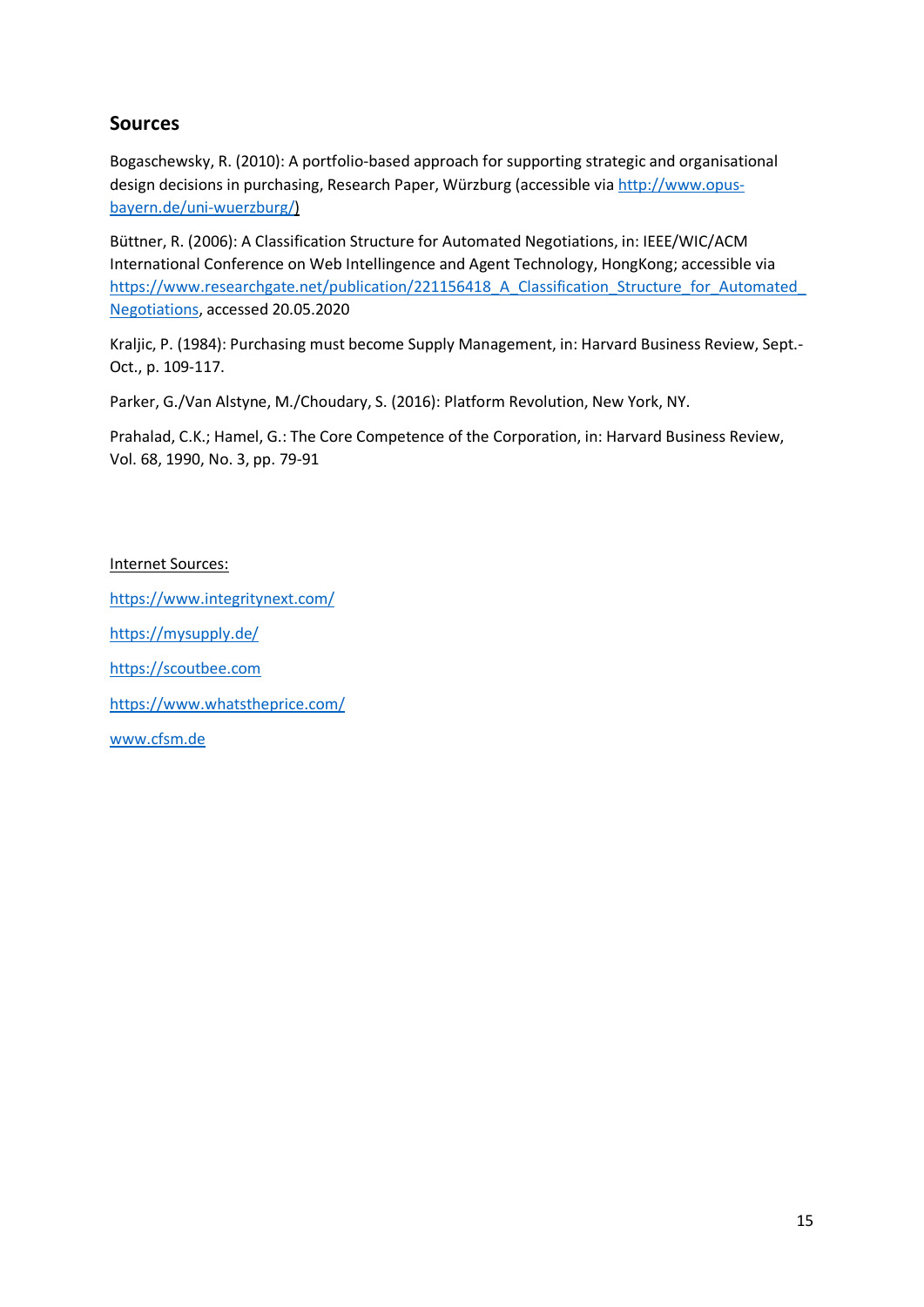## Sources

Bogaschewsky, R. (2010): A portfolio-based approach for supporting strategic and organisational design decisions in purchasing, Research Paper, Würzburg (accessible via http://www.opus-bayern.de/uni-wuerzburg/)

Büttner, R. (2006): A Classification Structure for Automated Negotiations, in: IEEE/WIC/ACM International Conference on Web Intellingence and Agent Technology, HongKong; accessible via https://www.researchgate.net/publication/221156418_A_Classification_Structure_for_Automated_Negotiations, accessed 20.05.2020

Kraljic, P. (1984): Purchasing must become Supply Management, in: Harvard Business Review, Sept.-Oct., p. 109-117.

Parker, G./Van Alstyne, M./Choudary, S. (2016): Platform Revolution, New York, NY.

Prahalad, C.K.; Hamel, G.: The Core Competence of the Corporation, in: Harvard Business Review, Vol. 68, 1990, No. 3, pp. 79-91

Internet Sources:

https://www.integritynext.com/

https://mysupply.de/

https://scoutbee.com

https://www.whatstheprice.com/

www.cfsm.de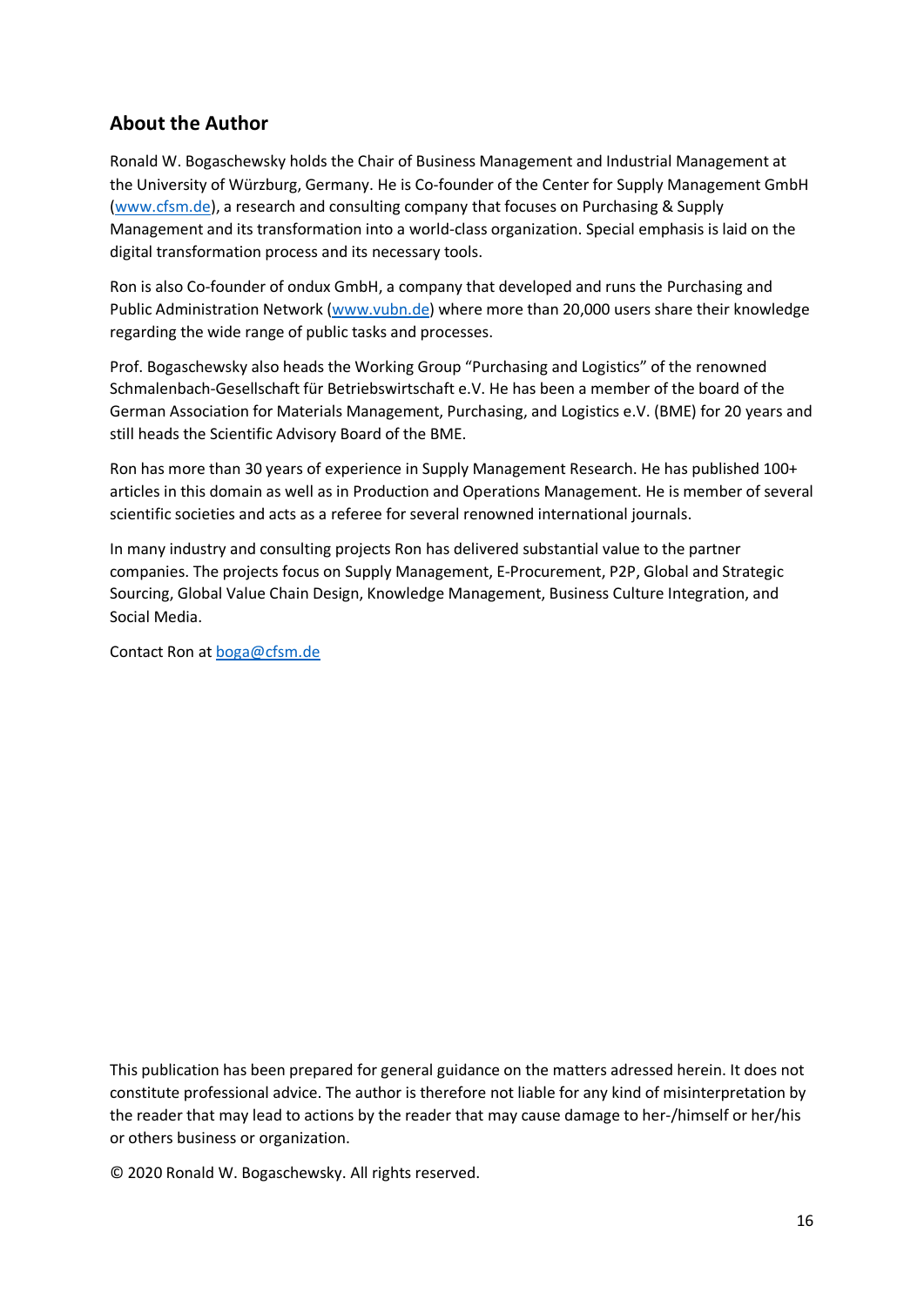## About the Author

Ronald W. Bogaschewsky holds the Chair of Business Management and Industrial Management at the University of Würzburg, Germany. He is Co-founder of the Center for Supply Management GmbH (www.cfsm.de), a research and consulting company that focuses on Purchasing & Supply Management and its transformation into a world-class organization. Special emphasis is laid on the digital transformation process and its necessary tools.

Ron is also Co-founder of ondux GmbH, a company that developed and runs the Purchasing and Public Administration Network (www.vubn.de) where more than 20,000 users share their knowledge regarding the wide range of public tasks and processes.

Prof. Bogaschewsky also heads the Working Group "Purchasing and Logistics" of the renowned Schmalenbach-Gesellschaft für Betriebswirtschaft e.V. He has been a member of the board of the German Association for Materials Management, Purchasing, and Logistics e.V. (BME) for 20 years and still heads the Scientific Advisory Board of the BME.

Ron has more than 30 years of experience in Supply Management Research. He has published 100+ articles in this domain as well as in Production and Operations Management. He is member of several scientific societies and acts as a referee for several renowned international journals.

In many industry and consulting projects Ron has delivered substantial value to the partner companies. The projects focus on Supply Management, E-Procurement, P2P, Global and Strategic Sourcing, Global Value Chain Design, Knowledge Management, Business Culture Integration, and Social Media.

Contact Ron at boga@cfsm.de

This publication has been prepared for general guidance on the matters adressed herein. It does not constitute professional advice. The author is therefore not liable for any kind of misinterpretation by the reader that may lead to actions by the reader that may cause damage to her-/himself or her/his or others business or organization.

© 2020 Ronald W. Bogaschewsky. All rights reserved.